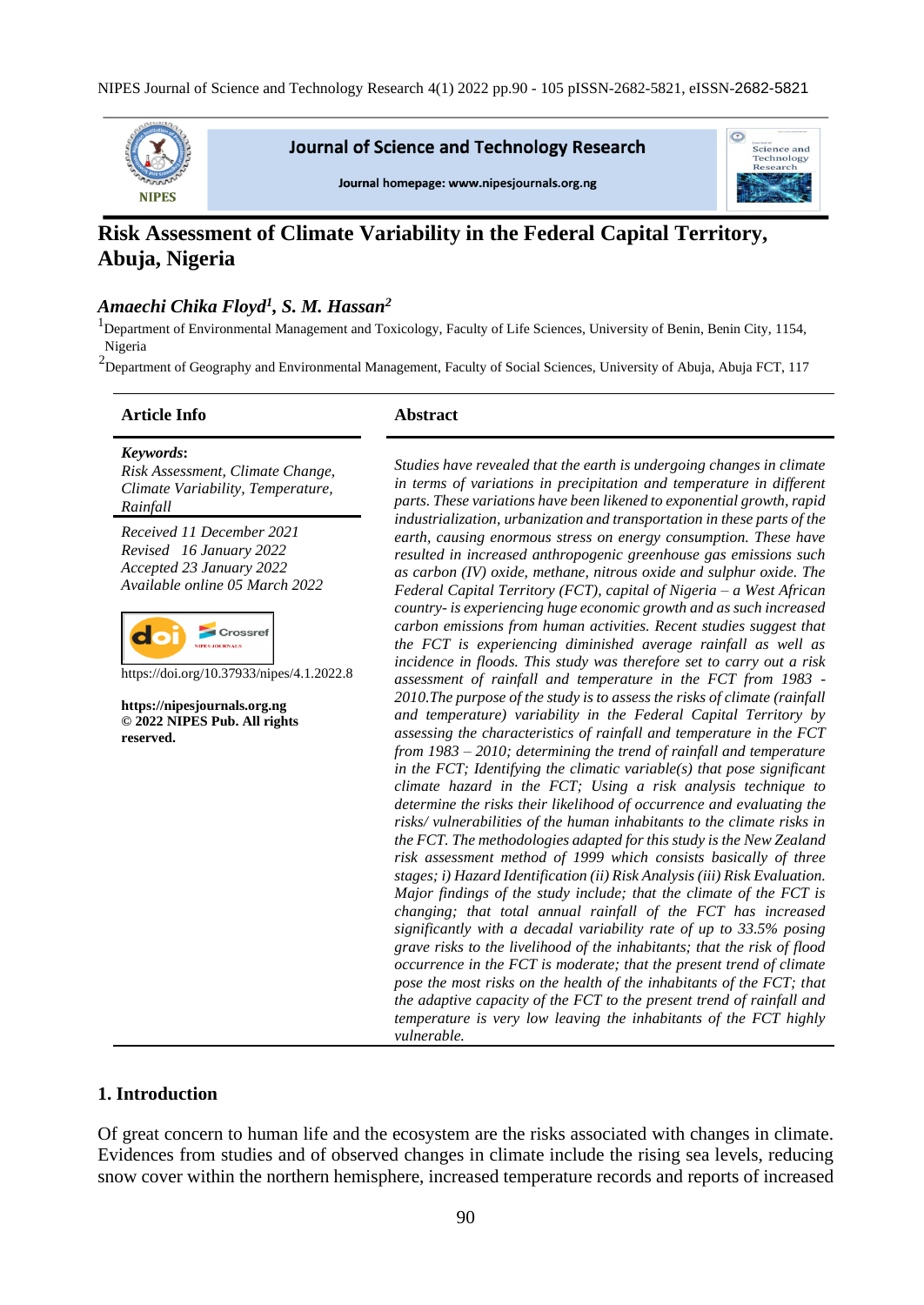# Risk Assessment of Climate Variability in the Federal Capital Territory, Abuja, Nigeria

***Amaechi Chika Floyd*[1], *S. M. Hassan*[2]**

[1]Department of Environmental Management and Toxicology, Faculty of Life Sciences, University of Benin, Benin City, 1154, Nigeria

[2]Department of Geography and Environmental Management, Faculty of Social Sciences, University of Abuja, Abuja FCT, 117

## Article Info

***Keywords*:**
*Risk Assessment, Climate Change, Climate Variability, Temperature, Rainfall*

*Received 11 December 2021*
*Revised 16 January 2022*
*Accepted 23 January 2022*
*Available online 05 March 2022*

https://doi.org/10.37933/nipes/4.1.2022.8

**https://nipesjournals.org.ng**
**© 2022 NIPES Pub. All rights reserved.**

## Abstract

*Studies have revealed that the earth is undergoing changes in climate in terms of variations in precipitation and temperature in different parts. These variations have been likened to exponential growth, rapid industrialization, urbanization and transportation in these parts of the earth, causing enormous stress on energy consumption. These have resulted in increased anthropogenic greenhouse gas emissions such as carbon (IV) oxide, methane, nitrous oxide and sulphur oxide. The Federal Capital Territory (FCT), capital of Nigeria – a West African country- is experiencing huge economic growth and as such increased carbon emissions from human activities. Recent studies suggest that the FCT is experiencing diminished average rainfall as well as incidence in floods. This study was therefore set to carry out a risk assessment of rainfall and temperature in the FCT from 1983 - 2010.The purpose of the study is to assess the risks of climate (rainfall and temperature) variability in the Federal Capital Territory by assessing the characteristics of rainfall and temperature in the FCT from 1983 – 2010; determining the trend of rainfall and temperature in the FCT; Identifying the climatic variable(s) that pose significant climate hazard in the FCT; Using a risk analysis technique to determine the risks their likelihood of occurrence and evaluating the risks/ vulnerabilities of the human inhabitants to the climate risks in the FCT. The methodologies adapted for this study is the New Zealand risk assessment method of 1999 which consists basically of three stages; i) Hazard Identification (ii) Risk Analysis (iii) Risk Evaluation. Major findings of the study include; that the climate of the FCT is changing; that total annual rainfall of the FCT has increased significantly with a decadal variability rate of up to 33.5% posing grave risks to the livelihood of the inhabitants; that the risk of flood occurrence in the FCT is moderate; that the present trend of climate pose the most risks on the health of the inhabitants of the FCT; that the adaptive capacity of the FCT to the present trend of rainfall and temperature is very low leaving the inhabitants of the FCT highly vulnerable.*

## 1. Introduction

Of great concern to human life and the ecosystem are the risks associated with changes in climate. Evidences from studies and of observed changes in climate include the rising sea levels, reducing snow cover within the northern hemisphere, increased temperature records and reports of increased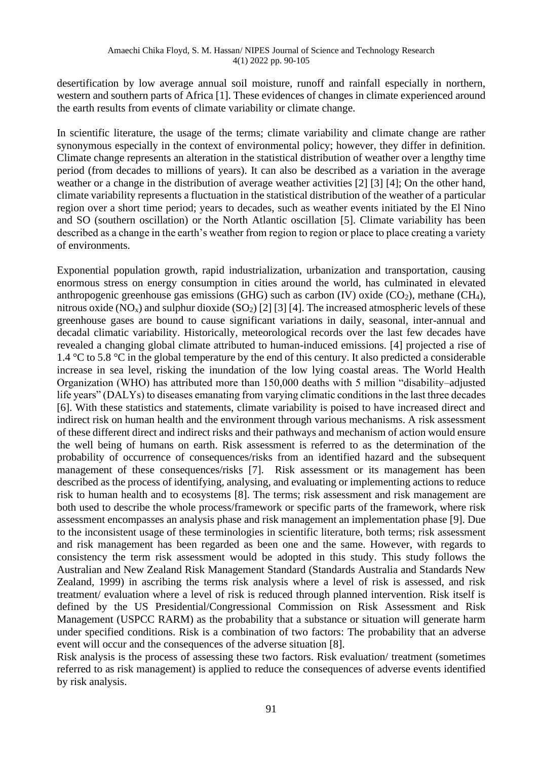desertification by low average annual soil moisture, runoff and rainfall especially in northern, western and southern parts of Africa [1]. These evidences of changes in climate experienced around the earth results from events of climate variability or climate change.

In scientific literature, the usage of the terms; climate variability and climate change are rather synonymous especially in the context of environmental policy; however, they differ in definition. Climate change represents an alteration in the statistical distribution of weather over a lengthy time period (from decades to millions of years). It can also be described as a variation in the average weather or a change in the distribution of average weather activities [2] [3] [4]; On the other hand, climate variability represents a fluctuation in the statistical distribution of the weather of a particular region over a short time period; years to decades, such as weather events initiated by the El Nino and SO (southern oscillation) or the North Atlantic oscillation [5]. Climate variability has been described as a change in the earth's weather from region to region or place to place creating a variety of environments.

Exponential population growth, rapid industrialization, urbanization and transportation, causing enormous stress on energy consumption in cities around the world, has culminated in elevated anthropogenic greenhouse gas emissions (GHG) such as carbon (IV) oxide ($CO_2$), methane ($CH_4$), nitrous oxide ($NO_x$) and sulphur dioxide ($SO_2$) [2] [3] [4]. The increased atmospheric levels of these greenhouse gases are bound to cause significant variations in daily, seasonal, inter-annual and decadal climatic variability. Historically, meteorological records over the last few decades have revealed a changing global climate attributed to human-induced emissions. [4] projected a rise of 1.4 °C to 5.8 °C in the global temperature by the end of this century. It also predicted a considerable increase in sea level, risking the inundation of the low lying coastal areas. The World Health Organization (WHO) has attributed more than 150,000 deaths with 5 million "disability–adjusted life years" (DALYs) to diseases emanating from varying climatic conditions in the last three decades [6]. With these statistics and statements, climate variability is poised to have increased direct and indirect risk on human health and the environment through various mechanisms. A risk assessment of these different direct and indirect risks and their pathways and mechanism of action would ensure the well being of humans on earth. Risk assessment is referred to as the determination of the probability of occurrence of consequences/risks from an identified hazard and the subsequent management of these consequences/risks [7]. Risk assessment or its management has been described as the process of identifying, analysing, and evaluating or implementing actions to reduce risk to human health and to ecosystems [8]. The terms; risk assessment and risk management are both used to describe the whole process/framework or specific parts of the framework, where risk assessment encompasses an analysis phase and risk management an implementation phase [9]. Due to the inconsistent usage of these terminologies in scientific literature, both terms; risk assessment and risk management has been regarded as been one and the same. However, with regards to consistency the term risk assessment would be adopted in this study. This study follows the Australian and New Zealand Risk Management Standard (Standards Australia and Standards New Zealand, 1999) in ascribing the terms risk analysis where a level of risk is assessed, and risk treatment/ evaluation where a level of risk is reduced through planned intervention. Risk itself is defined by the US Presidential/Congressional Commission on Risk Assessment and Risk Management (USPCC RARM) as the probability that a substance or situation will generate harm under specified conditions. Risk is a combination of two factors: The probability that an adverse event will occur and the consequences of the adverse situation [8].

Risk analysis is the process of assessing these two factors. Risk evaluation/ treatment (sometimes referred to as risk management) is applied to reduce the consequences of adverse events identified by risk analysis.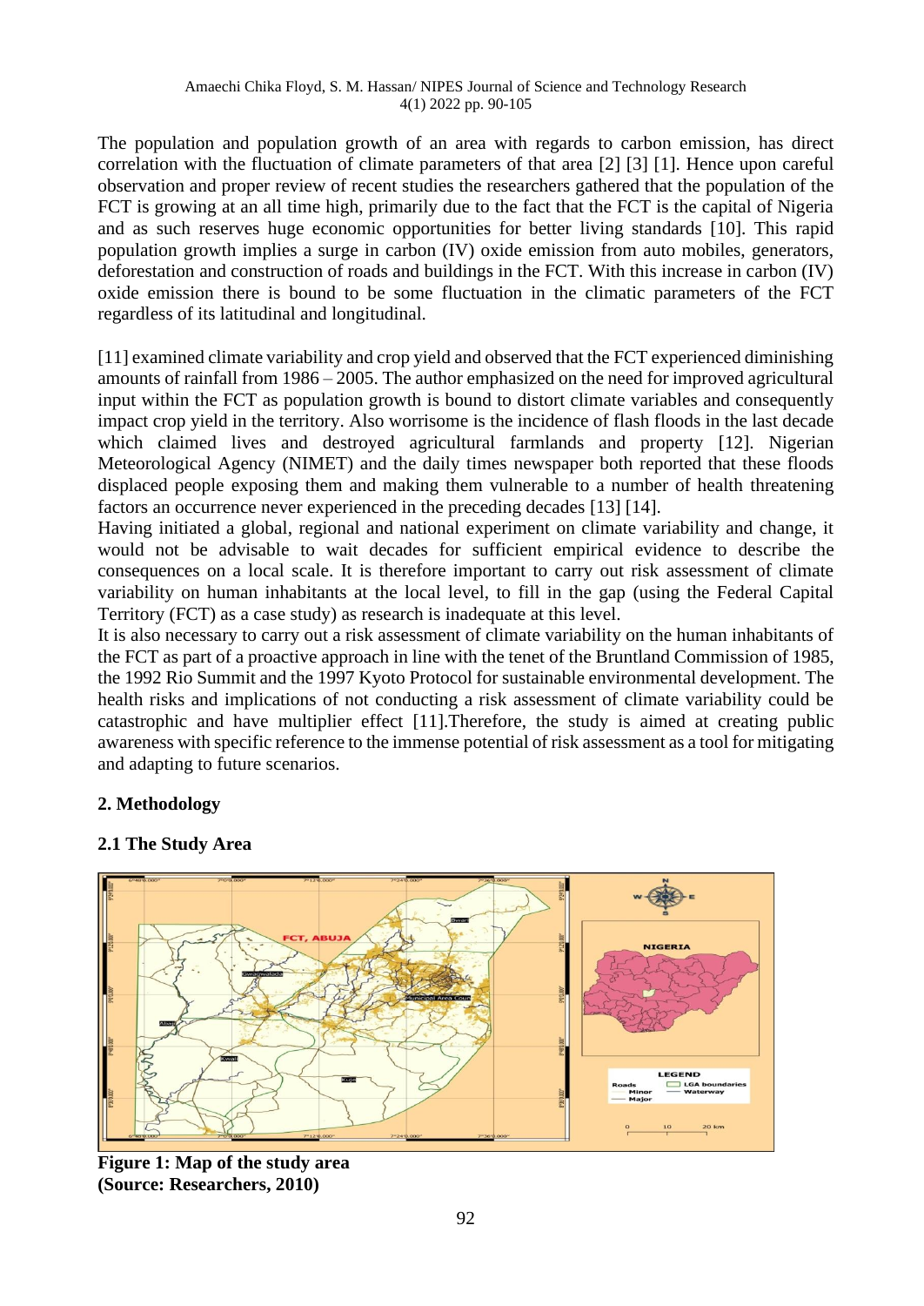The population and population growth of an area with regards to carbon emission, has direct correlation with the fluctuation of climate parameters of that area [2] [3] [1]. Hence upon careful observation and proper review of recent studies the researchers gathered that the population of the FCT is growing at an all time high, primarily due to the fact that the FCT is the capital of Nigeria and as such reserves huge economic opportunities for better living standards [10]. This rapid population growth implies a surge in carbon (IV) oxide emission from auto mobiles, generators, deforestation and construction of roads and buildings in the FCT. With this increase in carbon (IV) oxide emission there is bound to be some fluctuation in the climatic parameters of the FCT regardless of its latitudinal and longitudinal.

[11] examined climate variability and crop yield and observed that the FCT experienced diminishing amounts of rainfall from 1986 – 2005. The author emphasized on the need for improved agricultural input within the FCT as population growth is bound to distort climate variables and consequently impact crop yield in the territory. Also worrisome is the incidence of flash floods in the last decade which claimed lives and destroyed agricultural farmlands and property [12]. Nigerian Meteorological Agency (NIMET) and the daily times newspaper both reported that these floods displaced people exposing them and making them vulnerable to a number of health threatening factors an occurrence never experienced in the preceding decades [13] [14].

Having initiated a global, regional and national experiment on climate variability and change, it would not be advisable to wait decades for sufficient empirical evidence to describe the consequences on a local scale. It is therefore important to carry out risk assessment of climate variability on human inhabitants at the local level, to fill in the gap (using the Federal Capital Territory (FCT) as a case study) as research is inadequate at this level.

It is also necessary to carry out a risk assessment of climate variability on the human inhabitants of the FCT as part of a proactive approach in line with the tenet of the Bruntland Commission of 1985, the 1992 Rio Summit and the 1997 Kyoto Protocol for sustainable environmental development. The health risks and implications of not conducting a risk assessment of climate variability could be catastrophic and have multiplier effect [11].Therefore, the study is aimed at creating public awareness with specific reference to the immense potential of risk assessment as a tool for mitigating and adapting to future scenarios.

## 2. Methodology

### 2.1 The Study Area

**Figure 1: Map of the study area**
**(Source: Researchers, 2010)**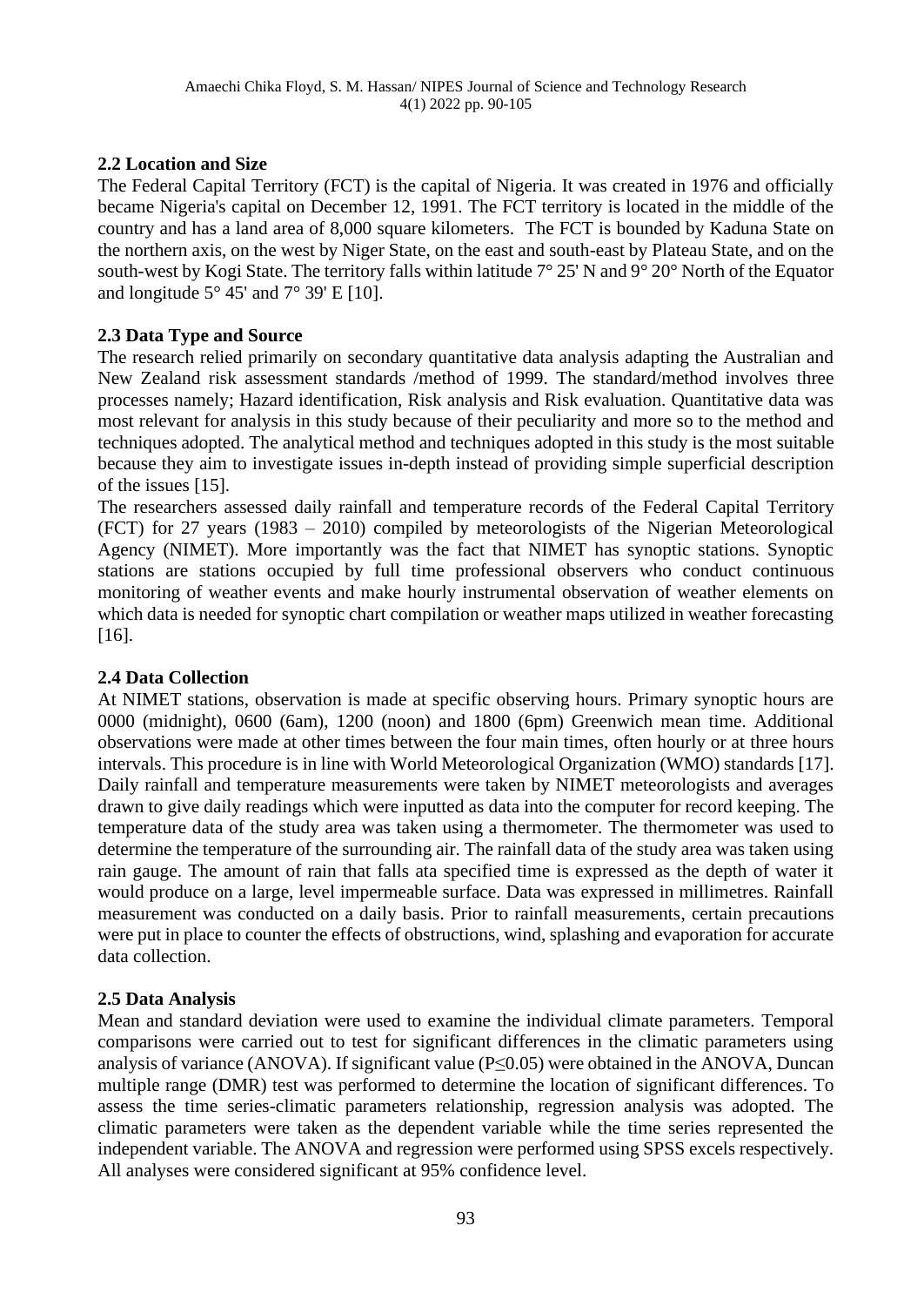### 2.2 Location and Size

The Federal Capital Territory (FCT) is the capital of Nigeria. It was created in 1976 and officially became Nigeria's capital on December 12, 1991. The FCT territory is located in the middle of the country and has a land area of 8,000 square kilometers. The FCT is bounded by Kaduna State on the northern axis, on the west by Niger State, on the east and south-east by Plateau State, and on the south-west by Kogi State. The territory falls within latitude 7° 25' N and 9° 20° North of the Equator and longitude 5° 45' and 7° 39' E [10].

### 2.3 Data Type and Source

The research relied primarily on secondary quantitative data analysis adapting the Australian and New Zealand risk assessment standards /method of 1999. The standard/method involves three processes namely; Hazard identification, Risk analysis and Risk evaluation. Quantitative data was most relevant for analysis in this study because of their peculiarity and more so to the method and techniques adopted. The analytical method and techniques adopted in this study is the most suitable because they aim to investigate issues in-depth instead of providing simple superficial description of the issues [15].

The researchers assessed daily rainfall and temperature records of the Federal Capital Territory (FCT) for 27 years (1983 – 2010) compiled by meteorologists of the Nigerian Meteorological Agency (NIMET). More importantly was the fact that NIMET has synoptic stations. Synoptic stations are stations occupied by full time professional observers who conduct continuous monitoring of weather events and make hourly instrumental observation of weather elements on which data is needed for synoptic chart compilation or weather maps utilized in weather forecasting [16].

### 2.4 Data Collection

At NIMET stations, observation is made at specific observing hours. Primary synoptic hours are 0000 (midnight), 0600 (6am), 1200 (noon) and 1800 (6pm) Greenwich mean time. Additional observations were made at other times between the four main times, often hourly or at three hours intervals. This procedure is in line with World Meteorological Organization (WMO) standards [17]. Daily rainfall and temperature measurements were taken by NIMET meteorologists and averages drawn to give daily readings which were inputted as data into the computer for record keeping. The temperature data of the study area was taken using a thermometer. The thermometer was used to determine the temperature of the surrounding air. The rainfall data of the study area was taken using rain gauge. The amount of rain that falls ata specified time is expressed as the depth of water it would produce on a large, level impermeable surface. Data was expressed in millimetres. Rainfall measurement was conducted on a daily basis. Prior to rainfall measurements, certain precautions were put in place to counter the effects of obstructions, wind, splashing and evaporation for accurate data collection.

### 2.5 Data Analysis

Mean and standard deviation were used to examine the individual climate parameters. Temporal comparisons were carried out to test for significant differences in the climatic parameters using analysis of variance (ANOVA). If significant value ($P \leq 0.05$) were obtained in the ANOVA, Duncan multiple range (DMR) test was performed to determine the location of significant differences. To assess the time series-climatic parameters relationship, regression analysis was adopted. The climatic parameters were taken as the dependent variable while the time series represented the independent variable. The ANOVA and regression were performed using SPSS excels respectively. All analyses were considered significant at 95% confidence level.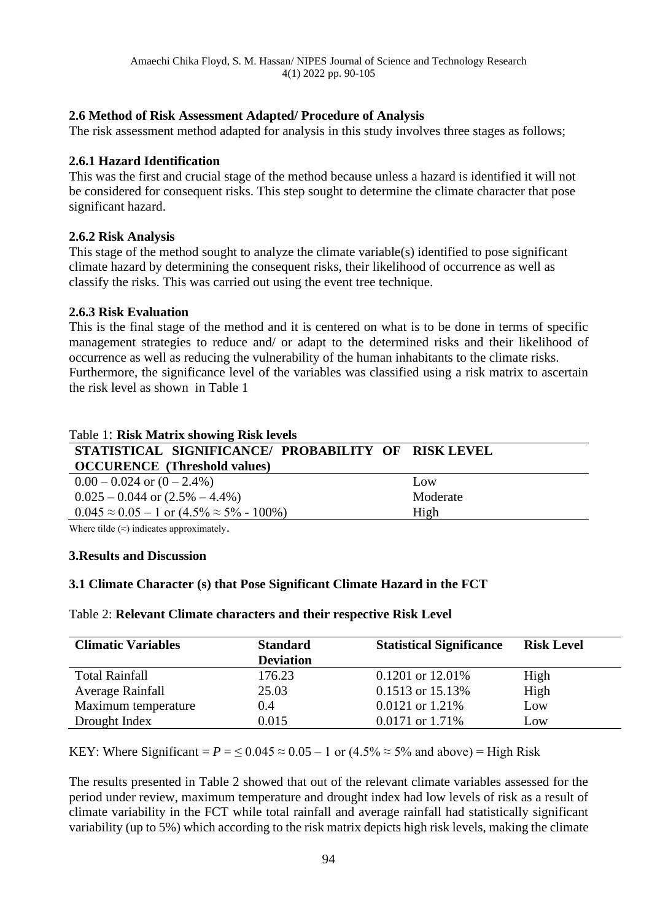### 2.6 Method of Risk Assessment Adapted/ Procedure of Analysis

The risk assessment method adapted for analysis in this study involves three stages as follows;

#### 2.6.1 Hazard Identification

This was the first and crucial stage of the method because unless a hazard is identified it will not be considered for consequent risks. This step sought to determine the climate character that pose significant hazard.

#### 2.6.2 Risk Analysis

This stage of the method sought to analyze the climate variable(s) identified to pose significant climate hazard by determining the consequent risks, their likelihood of occurrence as well as classify the risks. This was carried out using the event tree technique.

#### 2.6.3 Risk Evaluation

This is the final stage of the method and it is centered on what is to be done in terms of specific management strategies to reduce and/ or adapt to the determined risks and their likelihood of occurrence as well as reducing the vulnerability of the human inhabitants to the climate risks. Furthermore, the significance level of the variables was classified using a risk matrix to ascertain the risk level as shown in Table 1

Table 1: **Risk Matrix showing Risk levels**

| STATISTICAL SIGNIFICANCE/ PROBABILITY OF OCCURENCE (Threshold values) | RISK LEVEL |
|---|---|
| 0.00 – 0.024 or (0 – 2.4%) | Low |
| 0.025 – 0.044 or (2.5% – 4.4%) | Moderate |
| 0.045 ≈ 0.05 – 1 or (4.5% ≈ 5% - 100%) | High |

Where tilde (≈) indicates approximately.

## 3. Results and Discussion

### 3.1 Climate Character (s) that Pose Significant Climate Hazard in the FCT

Table 2: **Relevant Climate characters and their respective Risk Level**

| Climatic Variables | Standard Deviation | Statistical Significance | Risk Level |
|---|---|---|---|
| Total Rainfall | 176.23 | 0.1201 or 12.01% | High |
| Average Rainfall | 25.03 | 0.1513 or 15.13% | High |
| Maximum temperature | 0.4 | 0.0121 or 1.21% | Low |
| Drought Index | 0.015 | 0.0171 or 1.71% | Low |

KEY: Where Significant = $P = \leq 0.045 \approx 0.05 - 1$ or (4.5% ≈ 5% and above) = High Risk

The results presented in Table 2 showed that out of the relevant climate variables assessed for the period under review, maximum temperature and drought index had low levels of risk as a result of climate variability in the FCT while total rainfall and average rainfall had statistically significant variability (up to 5%) which according to the risk matrix depicts high risk levels, making the climate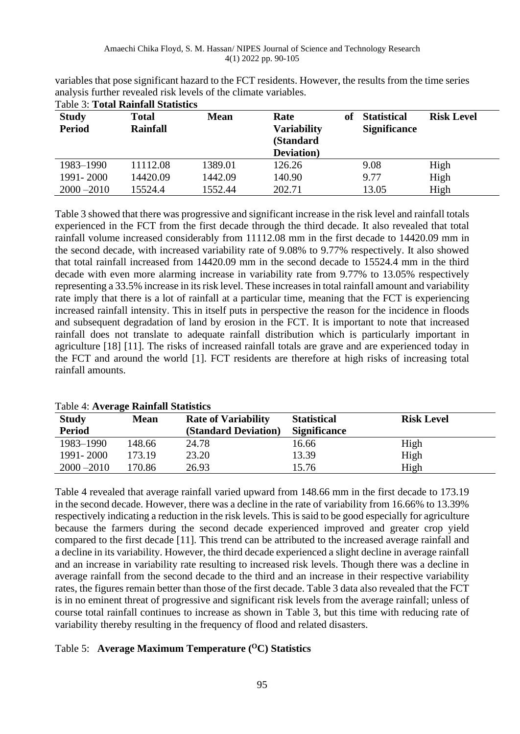variables that pose significant hazard to the FCT residents. However, the results from the time series analysis further revealed risk levels of the climate variables.

Table 3: **Total Rainfall Statistics**

| Study Period | Total Rainfall | Mean | Rate of Variability (Standard Deviation) | Statistical Significance | Risk Level |
|---|---|---|---|---|---|
| 1983–1990 | 11112.08 | 1389.01 | 126.26 | 9.08 | High |
| 1991- 2000 | 14420.09 | 1442.09 | 140.90 | 9.77 | High |
| 2000 –2010 | 15524.4 | 1552.44 | 202.71 | 13.05 | High |

Table 3 showed that there was progressive and significant increase in the risk level and rainfall totals experienced in the FCT from the first decade through the third decade. It also revealed that total rainfall volume increased considerably from 11112.08 mm in the first decade to 14420.09 mm in the second decade, with increased variability rate of 9.08% to 9.77% respectively. It also showed that total rainfall increased from 14420.09 mm in the second decade to 15524.4 mm in the third decade with even more alarming increase in variability rate from 9.77% to 13.05% respectively representing a 33.5% increase in its risk level. These increases in total rainfall amount and variability rate imply that there is a lot of rainfall at a particular time, meaning that the FCT is experiencing increased rainfall intensity. This in itself puts in perspective the reason for the incidence in floods and subsequent degradation of land by erosion in the FCT. It is important to note that increased rainfall does not translate to adequate rainfall distribution which is particularly important in agriculture [18] [11]. The risks of increased rainfall totals are grave and are experienced today in the FCT and around the world [1]. FCT residents are therefore at high risks of increasing total rainfall amounts.

Table 4: **Average Rainfall Statistics**

| Study Period | Mean | Rate of Variability (Standard Deviation) | Statistical Significance | Risk Level |
|---|---|---|---|---|
| 1983–1990 | 148.66 | 24.78 | 16.66 | High |
| 1991- 2000 | 173.19 | 23.20 | 13.39 | High |
| 2000 –2010 | 170.86 | 26.93 | 15.76 | High |

Table 4 revealed that average rainfall varied upward from 148.66 mm in the first decade to 173.19 in the second decade. However, there was a decline in the rate of variability from 16.66% to 13.39% respectively indicating a reduction in the risk levels. This is said to be good especially for agriculture because the farmers during the second decade experienced improved and greater crop yield compared to the first decade [11]. This trend can be attributed to the increased average rainfall and a decline in its variability. However, the third decade experienced a slight decline in average rainfall and an increase in variability rate resulting to increased risk levels. Though there was a decline in average rainfall from the second decade to the third and an increase in their respective variability rates, the figures remain better than those of the first decade. Table 3 data also revealed that the FCT is in no eminent threat of progressive and significant risk levels from the average rainfall; unless of course total rainfall continues to increase as shown in Table 3, but this time with reducing rate of variability thereby resulting in the frequency of flood and related disasters.

Table 5: **Average Maximum Temperature ($^{O}$C) Statistics**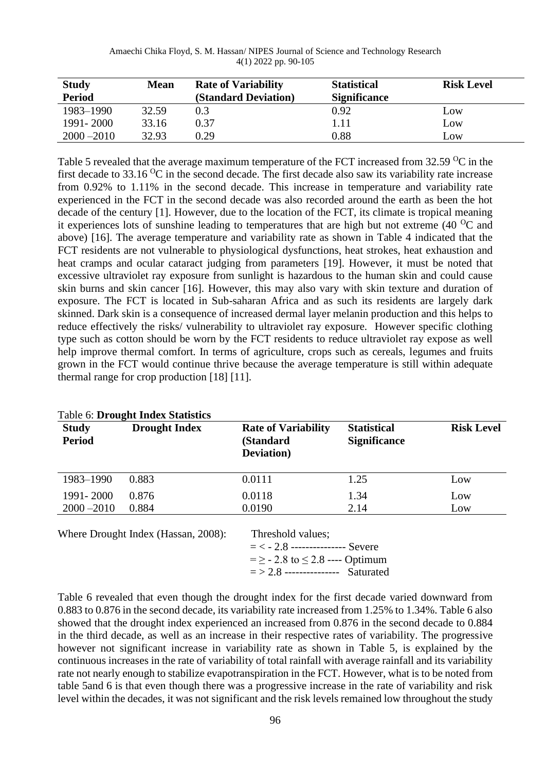| Study Period | Mean | Rate of Variability (Standard Deviation) | Statistical Significance | Risk Level |
|---|---|---|---|---|
| 1983–1990 | 32.59 | 0.3 | 0.92 | Low |
| 1991- 2000 | 33.16 | 0.37 | 1.11 | Low |
| 2000 –2010 | 32.93 | 0.29 | 0.88 | Low |

Table 5 revealed that the average maximum temperature of the FCT increased from 32.59 $^{O}$C in the first decade to 33.16 $^{O}$C in the second decade. The first decade also saw its variability rate increase from 0.92% to 1.11% in the second decade. This increase in temperature and variability rate experienced in the FCT in the second decade was also recorded around the earth as been the hot decade of the century [1]. However, due to the location of the FCT, its climate is tropical meaning it experiences lots of sunshine leading to temperatures that are high but not extreme (40 $^{O}$C and above) [16]. The average temperature and variability rate as shown in Table 4 indicated that the FCT residents are not vulnerable to physiological dysfunctions, heat strokes, heat exhaustion and heat cramps and ocular cataract judging from parameters [19]. However, it must be noted that excessive ultraviolet ray exposure from sunlight is hazardous to the human skin and could cause skin burns and skin cancer [16]. However, this may also vary with skin texture and duration of exposure. The FCT is located in Sub-saharan Africa and as such its residents are largely dark skinned. Dark skin is a consequence of increased dermal layer melanin production and this helps to reduce effectively the risks/ vulnerability to ultraviolet ray exposure. However specific clothing type such as cotton should be worn by the FCT residents to reduce ultraviolet ray expose as well help improve thermal comfort. In terms of agriculture, crops such as cereals, legumes and fruits grown in the FCT would continue thrive because the average temperature is still within adequate thermal range for crop production [18] [11].

Table 6: **Drought Index Statistics**

| Study Period | Drought Index | Rate of Variability (Standard Deviation) | Statistical Significance | Risk Level |
|---|---|---|---|---|
| 1983–1990 | 0.883 | 0.0111 | 1.25 | Low |
| 1991- 2000 | 0.876 | 0.0118 | 1.34 | Low |
| 2000 –2010 | 0.884 | 0.0190 | 2.14 | Low |

Where Drought Index (Hassan, 2008): Threshold values;

= < - 2.8 --------------- Severe

= ≥ - 2.8 to ≤ 2.8 ---- Optimum

= > 2.8 --------------- Saturated

Table 6 revealed that even though the drought index for the first decade varied downward from 0.883 to 0.876 in the second decade, its variability rate increased from 1.25% to 1.34%. Table 6 also showed that the drought index experienced an increased from 0.876 in the second decade to 0.884 in the third decade, as well as an increase in their respective rates of variability. The progressive however not significant increase in variability rate as shown in Table 5, is explained by the continuous increases in the rate of variability of total rainfall with average rainfall and its variability rate not nearly enough to stabilize evapotranspiration in the FCT. However, what is to be noted from table 5and 6 is that even though there was a progressive increase in the rate of variability and risk level within the decades, it was not significant and the risk levels remained low throughout the study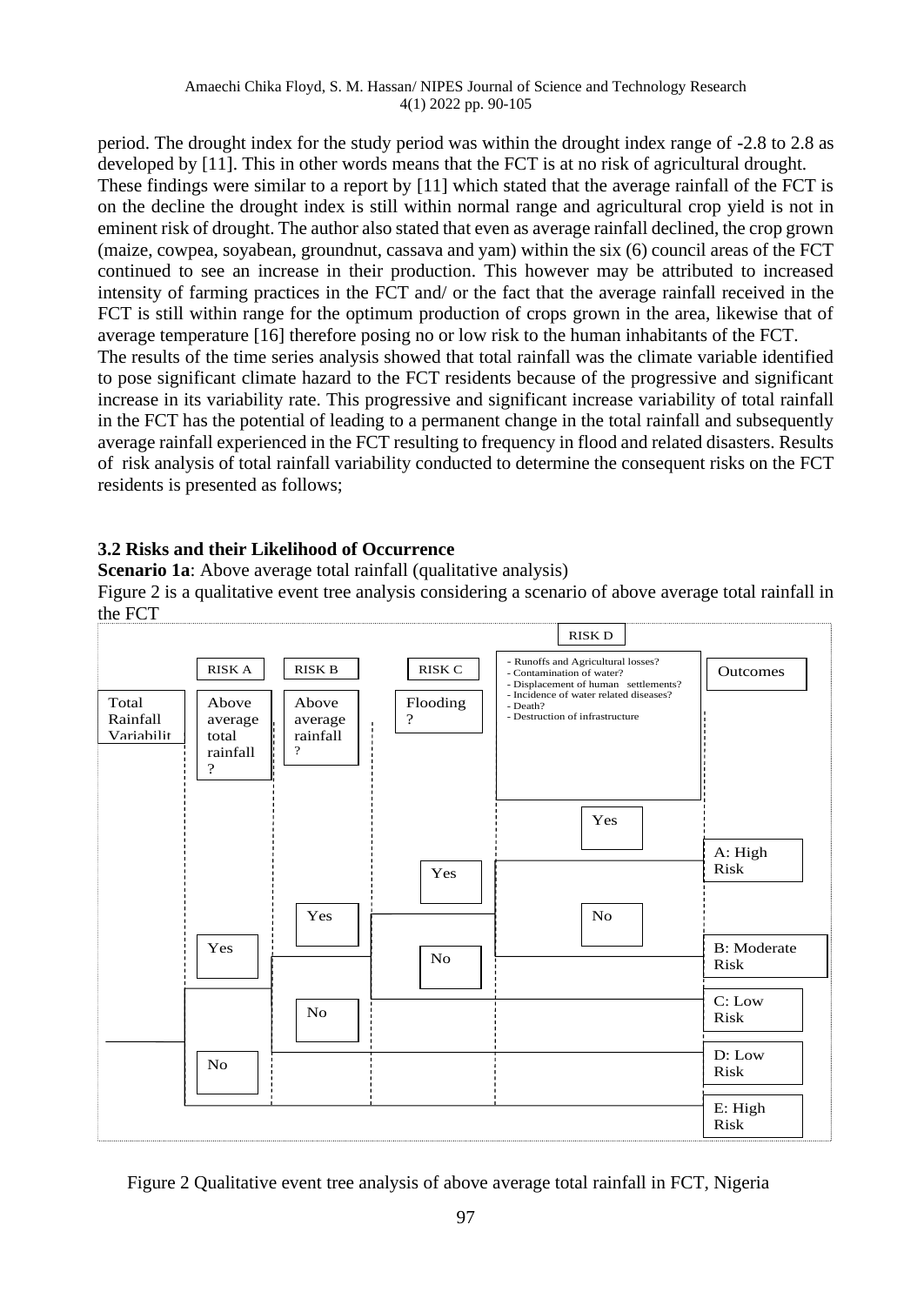period. The drought index for the study period was within the drought index range of -2.8 to 2.8 as developed by [11]. This in other words means that the FCT is at no risk of agricultural drought.

These findings were similar to a report by [11] which stated that the average rainfall of the FCT is on the decline the drought index is still within normal range and agricultural crop yield is not in eminent risk of drought. The author also stated that even as average rainfall declined, the crop grown (maize, cowpea, soyabean, groundnut, cassava and yam) within the six (6) council areas of the FCT continued to see an increase in their production. This however may be attributed to increased intensity of farming practices in the FCT and/ or the fact that the average rainfall received in the FCT is still within range for the optimum production of crops grown in the area, likewise that of average temperature [16] therefore posing no or low risk to the human inhabitants of the FCT.

The results of the time series analysis showed that total rainfall was the climate variable identified to pose significant climate hazard to the FCT residents because of the progressive and significant increase in its variability rate. This progressive and significant increase variability of total rainfall in the FCT has the potential of leading to a permanent change in the total rainfall and subsequently average rainfall experienced in the FCT resulting to frequency in flood and related disasters. Results of risk analysis of total rainfall variability conducted to determine the consequent risks on the FCT residents is presented as follows;

## 3.2 Risks and their Likelihood of Occurrence

**Scenario 1a**: Above average total rainfall (qualitative analysis)

Figure 2 is a qualitative event tree analysis considering a scenario of above average total rainfall in the FCT

| Total Rainfall Variability | RISK A: Above average total rainfall? | RISK B: Above average rainfall? | RISK C: Flooding? | RISK D: - Runoffs and Agricultural losses? - Contamination of water? - Displacement of human settlements? - Incidence of water related diseases? - Death? - Destruction of infrastructure | Outcomes |
|---|---|---|---|---|---|
| | Yes | Yes | Yes | Yes | A: High Risk |
| | Yes | Yes | Yes | No | B: Moderate Risk |
| | Yes | Yes | No | | C: Low Risk |
| | Yes | No | | | D: Low Risk |
| | No | | | | E: High Risk |

Figure 2 Qualitative event tree analysis of above average total rainfall in FCT, Nigeria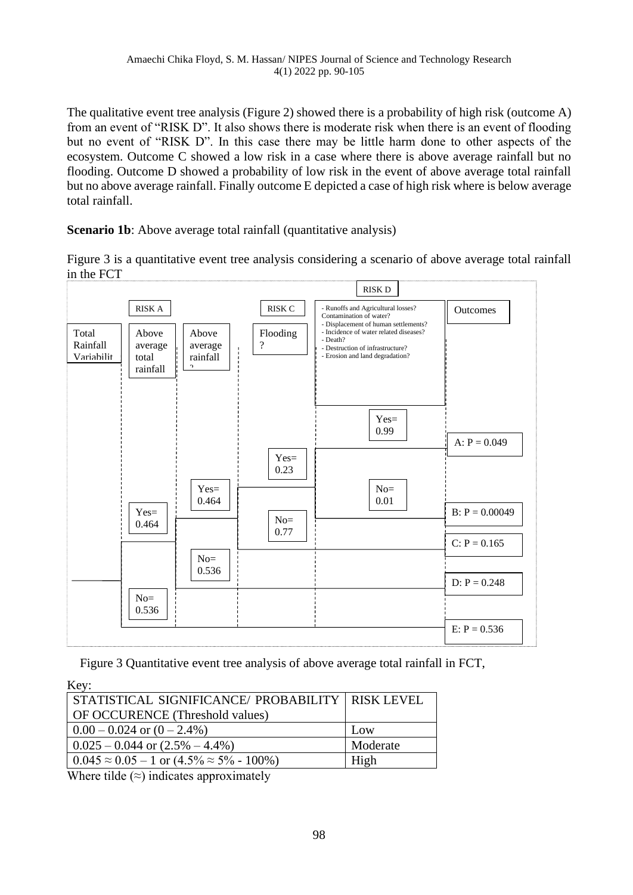The qualitative event tree analysis (Figure 2) showed there is a probability of high risk (outcome A) from an event of "RISK D". It also shows there is moderate risk when there is an event of flooding but no event of "RISK D". In this case there may be little harm done to other aspects of the ecosystem. Outcome C showed a low risk in a case where there is above average rainfall but no flooding. Outcome D showed a probability of low risk in the event of above average total rainfall but no above average rainfall. Finally outcome E depicted a case of high risk where is below average total rainfall.

**Scenario 1b**: Above average total rainfall (quantitative analysis)

Figure 3 is a quantitative event tree analysis considering a scenario of above average total rainfall in the FCT

RISK D

RISK A | RISK C

- Runoffs and Agricultural losses? Contamination of water?
- Displacement of human settlements?
- Incidence of water related diseases?
- Death?
- Destruction of infrastructure?
- Erosion and land degradation?

Outcomes

Total Rainfall Variability | Above average total rainfall | Above average rainfall? | Flooding?

Yes= 0.99 → A: P = 0.049

Yes= 0.23

Yes= 0.464

No= 0.01 → B: P = 0.00049

Yes= 0.464

No= 0.77 → C: P = 0.165

No= 0.536 → D: P = 0.248

No= 0.536 → E: P = 0.536

Figure 3 Quantitative event tree analysis of above average total rainfall in FCT,

Key:

| STATISTICAL SIGNIFICANCE/ PROBABILITY OF OCCURENCE (Threshold values) | RISK LEVEL |
|---|---|
| 0.00 – 0.024 or (0 – 2.4%) | Low |
| 0.025 – 0.044 or (2.5% – 4.4%) | Moderate |
| 0.045 ≈ 0.05 – 1 or (4.5% ≈ 5% - 100%) | High |

Where tilde (≈) indicates approximately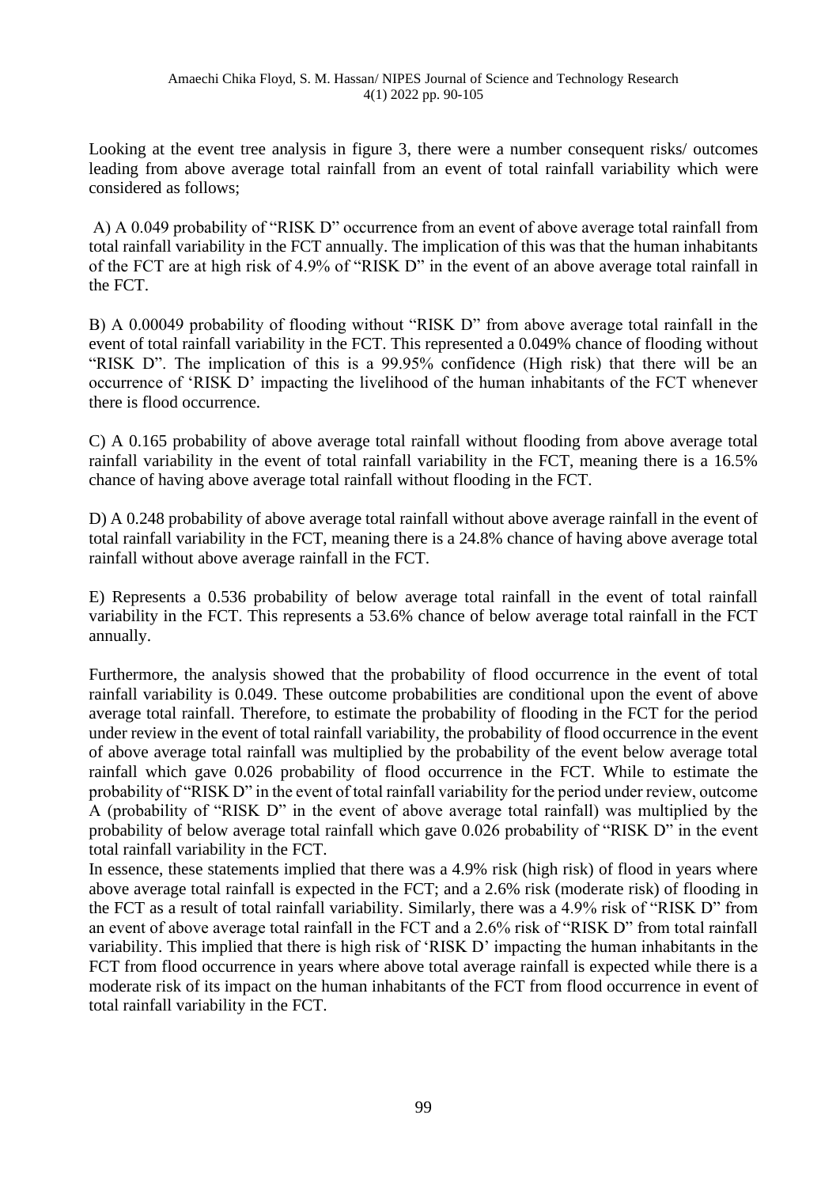Looking at the event tree analysis in figure 3, there were a number consequent risks/ outcomes leading from above average total rainfall from an event of total rainfall variability which were considered as follows;

A) A 0.049 probability of "RISK D" occurrence from an event of above average total rainfall from total rainfall variability in the FCT annually. The implication of this was that the human inhabitants of the FCT are at high risk of 4.9% of "RISK D" in the event of an above average total rainfall in the FCT.

B) A 0.00049 probability of flooding without "RISK D" from above average total rainfall in the event of total rainfall variability in the FCT. This represented a 0.049% chance of flooding without "RISK D". The implication of this is a 99.95% confidence (High risk) that there will be an occurrence of 'RISK D' impacting the livelihood of the human inhabitants of the FCT whenever there is flood occurrence.

C) A 0.165 probability of above average total rainfall without flooding from above average total rainfall variability in the event of total rainfall variability in the FCT, meaning there is a 16.5% chance of having above average total rainfall without flooding in the FCT.

D) A 0.248 probability of above average total rainfall without above average rainfall in the event of total rainfall variability in the FCT, meaning there is a 24.8% chance of having above average total rainfall without above average rainfall in the FCT.

E) Represents a 0.536 probability of below average total rainfall in the event of total rainfall variability in the FCT. This represents a 53.6% chance of below average total rainfall in the FCT annually.

Furthermore, the analysis showed that the probability of flood occurrence in the event of total rainfall variability is 0.049. These outcome probabilities are conditional upon the event of above average total rainfall. Therefore, to estimate the probability of flooding in the FCT for the period under review in the event of total rainfall variability, the probability of flood occurrence in the event of above average total rainfall was multiplied by the probability of the event below average total rainfall which gave 0.026 probability of flood occurrence in the FCT. While to estimate the probability of "RISK D" in the event of total rainfall variability for the period under review, outcome A (probability of "RISK D" in the event of above average total rainfall) was multiplied by the probability of below average total rainfall which gave 0.026 probability of "RISK D" in the event total rainfall variability in the FCT.
In essence, these statements implied that there was a 4.9% risk (high risk) of flood in years where above average total rainfall is expected in the FCT; and a 2.6% risk (moderate risk) of flooding in the FCT as a result of total rainfall variability. Similarly, there was a 4.9% risk of "RISK D" from an event of above average total rainfall in the FCT and a 2.6% risk of "RISK D" from total rainfall variability. This implied that there is high risk of 'RISK D' impacting the human inhabitants in the FCT from flood occurrence in years where above total average rainfall is expected while there is a moderate risk of its impact on the human inhabitants of the FCT from flood occurrence in event of total rainfall variability in the FCT.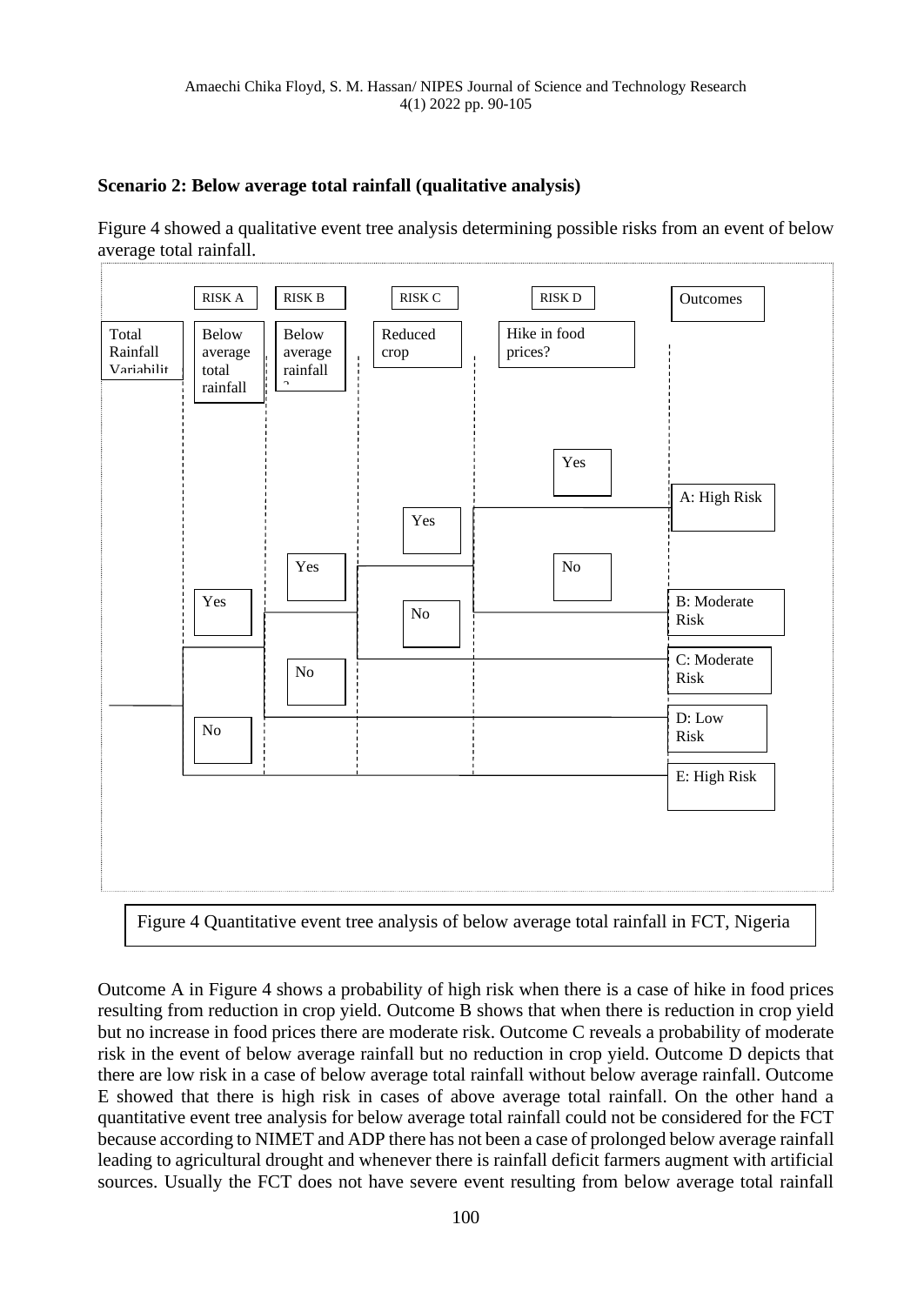**Scenario 2: Below average total rainfall (qualitative analysis)**

Figure 4 showed a qualitative event tree analysis determining possible risks from an event of below average total rainfall.

| | RISK A | RISK B | RISK C | RISK D | Outcomes |
|---|---|---|---|---|---|
| Total Rainfall Variabilit | Below average total rainfall | Below average rainfall ? | Reduced crop | Hike in food prices? | |
| | Yes | Yes | Yes | Yes | A: High Risk |
| | | | | No | B: Moderate Risk |
| | | | No | | C: Moderate Risk |
| | | No | | | D: Low Risk |
| | No | | | | E: High Risk |

Figure 4 Quantitative event tree analysis of below average total rainfall in FCT, Nigeria

Outcome A in Figure 4 shows a probability of high risk when there is a case of hike in food prices resulting from reduction in crop yield. Outcome B shows that when there is reduction in crop yield but no increase in food prices there are moderate risk. Outcome C reveals a probability of moderate risk in the event of below average rainfall but no reduction in crop yield. Outcome D depicts that there are low risk in a case of below average total rainfall without below average rainfall. Outcome E showed that there is high risk in cases of above average total rainfall. On the other hand a quantitative event tree analysis for below average total rainfall could not be considered for the FCT because according to NIMET and ADP there has not been a case of prolonged below average rainfall leading to agricultural drought and whenever there is rainfall deficit farmers augment with artificial sources. Usually the FCT does not have severe event resulting from below average total rainfall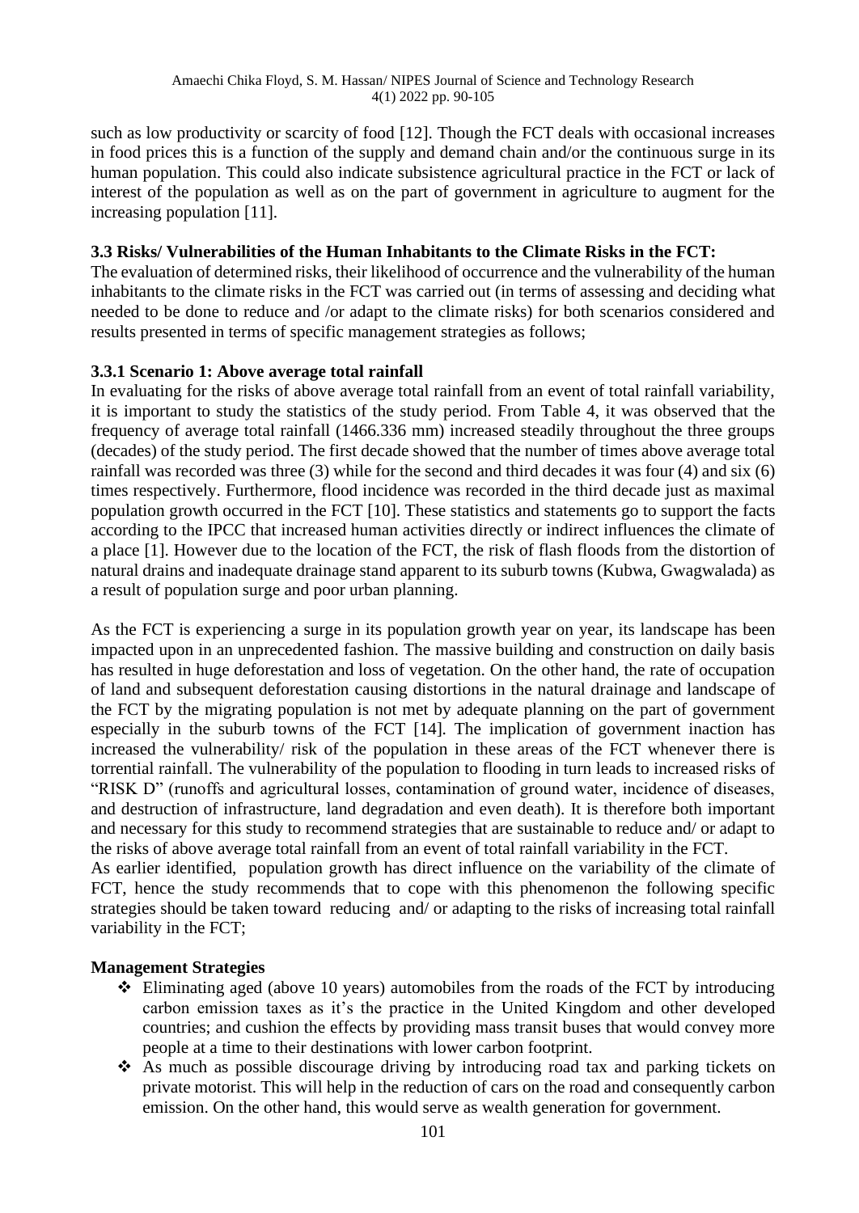such as low productivity or scarcity of food [12]. Though the FCT deals with occasional increases in food prices this is a function of the supply and demand chain and/or the continuous surge in its human population. This could also indicate subsistence agricultural practice in the FCT or lack of interest of the population as well as on the part of government in agriculture to augment for the increasing population [11].

### 3.3 Risks/ Vulnerabilities of the Human Inhabitants to the Climate Risks in the FCT:

The evaluation of determined risks, their likelihood of occurrence and the vulnerability of the human inhabitants to the climate risks in the FCT was carried out (in terms of assessing and deciding what needed to be done to reduce and /or adapt to the climate risks) for both scenarios considered and results presented in terms of specific management strategies as follows;

#### 3.3.1 Scenario 1: Above average total rainfall

In evaluating for the risks of above average total rainfall from an event of total rainfall variability, it is important to study the statistics of the study period. From Table 4, it was observed that the frequency of average total rainfall (1466.336 mm) increased steadily throughout the three groups (decades) of the study period. The first decade showed that the number of times above average total rainfall was recorded was three (3) while for the second and third decades it was four (4) and six (6) times respectively. Furthermore, flood incidence was recorded in the third decade just as maximal population growth occurred in the FCT [10]. These statistics and statements go to support the facts according to the IPCC that increased human activities directly or indirect influences the climate of a place [1]. However due to the location of the FCT, the risk of flash floods from the distortion of natural drains and inadequate drainage stand apparent to its suburb towns (Kubwa, Gwagwalada) as a result of population surge and poor urban planning.

As the FCT is experiencing a surge in its population growth year on year, its landscape has been impacted upon in an unprecedented fashion. The massive building and construction on daily basis has resulted in huge deforestation and loss of vegetation. On the other hand, the rate of occupation of land and subsequent deforestation causing distortions in the natural drainage and landscape of the FCT by the migrating population is not met by adequate planning on the part of government especially in the suburb towns of the FCT [14]. The implication of government inaction has increased the vulnerability/ risk of the population in these areas of the FCT whenever there is torrential rainfall. The vulnerability of the population to flooding in turn leads to increased risks of "RISK D" (runoffs and agricultural losses, contamination of ground water, incidence of diseases, and destruction of infrastructure, land degradation and even death). It is therefore both important and necessary for this study to recommend strategies that are sustainable to reduce and/ or adapt to the risks of above average total rainfall from an event of total rainfall variability in the FCT.
As earlier identified, population growth has direct influence on the variability of the climate of FCT, hence the study recommends that to cope with this phenomenon the following specific strategies should be taken toward reducing and/ or adapting to the risks of increasing total rainfall variability in the FCT;

**Management Strategies**

- Eliminating aged (above 10 years) automobiles from the roads of the FCT by introducing carbon emission taxes as it's the practice in the United Kingdom and other developed countries; and cushion the effects by providing mass transit buses that would convey more people at a time to their destinations with lower carbon footprint.
- As much as possible discourage driving by introducing road tax and parking tickets on private motorist. This will help in the reduction of cars on the road and consequently carbon emission. On the other hand, this would serve as wealth generation for government.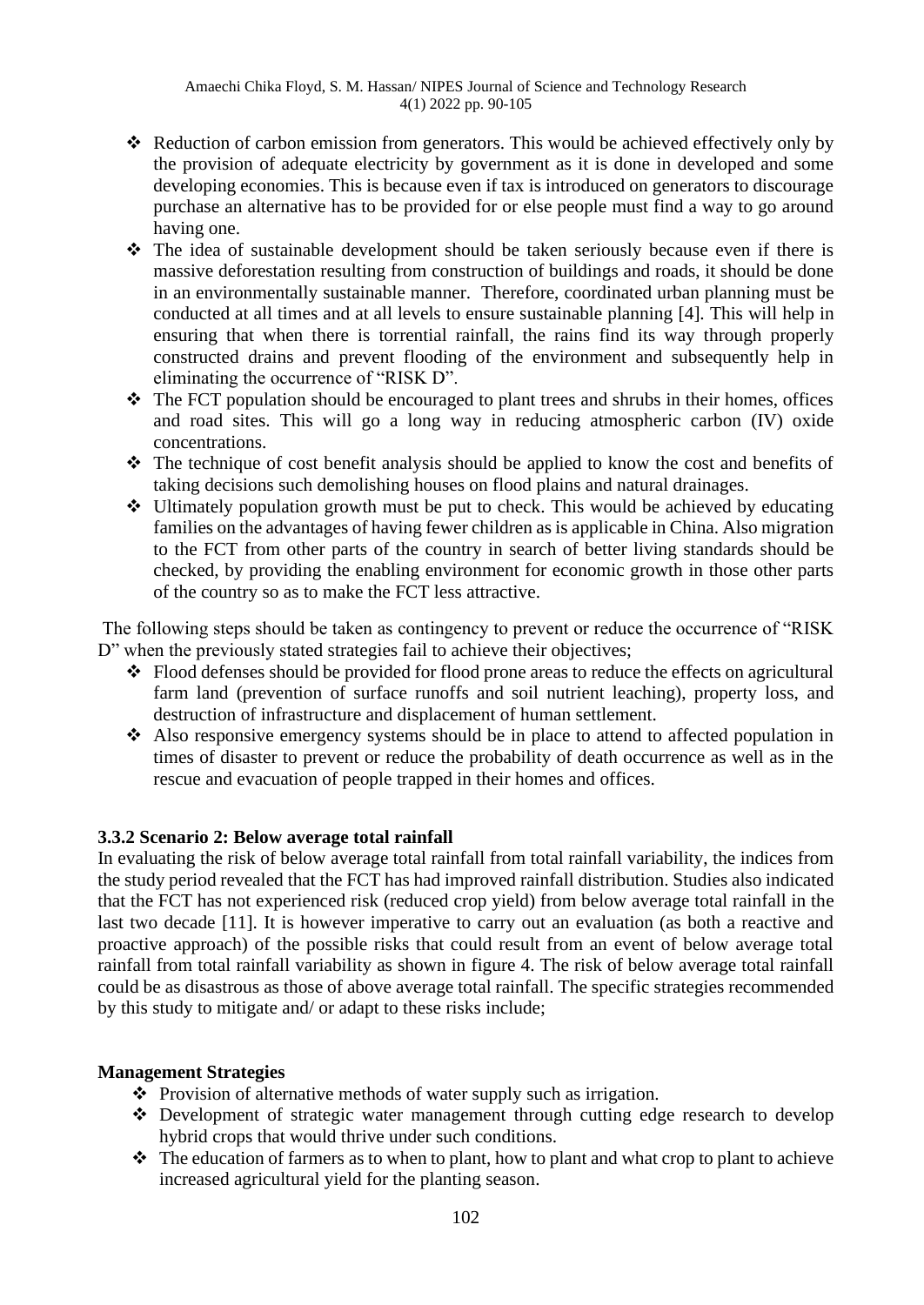- Reduction of carbon emission from generators. This would be achieved effectively only by the provision of adequate electricity by government as it is done in developed and some developing economies. This is because even if tax is introduced on generators to discourage purchase an alternative has to be provided for or else people must find a way to go around having one.
- The idea of sustainable development should be taken seriously because even if there is massive deforestation resulting from construction of buildings and roads, it should be done in an environmentally sustainable manner. Therefore, coordinated urban planning must be conducted at all times and at all levels to ensure sustainable planning [4]. This will help in ensuring that when there is torrential rainfall, the rains find its way through properly constructed drains and prevent flooding of the environment and subsequently help in eliminating the occurrence of "RISK D".
- The FCT population should be encouraged to plant trees and shrubs in their homes, offices and road sites. This will go a long way in reducing atmospheric carbon (IV) oxide concentrations.
- The technique of cost benefit analysis should be applied to know the cost and benefits of taking decisions such demolishing houses on flood plains and natural drainages.
- Ultimately population growth must be put to check. This would be achieved by educating families on the advantages of having fewer children as is applicable in China. Also migration to the FCT from other parts of the country in search of better living standards should be checked, by providing the enabling environment for economic growth in those other parts of the country so as to make the FCT less attractive.

The following steps should be taken as contingency to prevent or reduce the occurrence of "RISK D" when the previously stated strategies fail to achieve their objectives;

- Flood defenses should be provided for flood prone areas to reduce the effects on agricultural farm land (prevention of surface runoffs and soil nutrient leaching), property loss, and destruction of infrastructure and displacement of human settlement.
- Also responsive emergency systems should be in place to attend to affected population in times of disaster to prevent or reduce the probability of death occurrence as well as in the rescue and evacuation of people trapped in their homes and offices.

### 3.3.2 Scenario 2: Below average total rainfall

In evaluating the risk of below average total rainfall from total rainfall variability, the indices from the study period revealed that the FCT has had improved rainfall distribution. Studies also indicated that the FCT has not experienced risk (reduced crop yield) from below average total rainfall in the last two decade [11]. It is however imperative to carry out an evaluation (as both a reactive and proactive approach) of the possible risks that could result from an event of below average total rainfall from total rainfall variability as shown in figure 4. The risk of below average total rainfall could be as disastrous as those of above average total rainfall. The specific strategies recommended by this study to mitigate and/ or adapt to these risks include;

**Management Strategies**

- Provision of alternative methods of water supply such as irrigation.
- Development of strategic water management through cutting edge research to develop hybrid crops that would thrive under such conditions.
- The education of farmers as to when to plant, how to plant and what crop to plant to achieve increased agricultural yield for the planting season.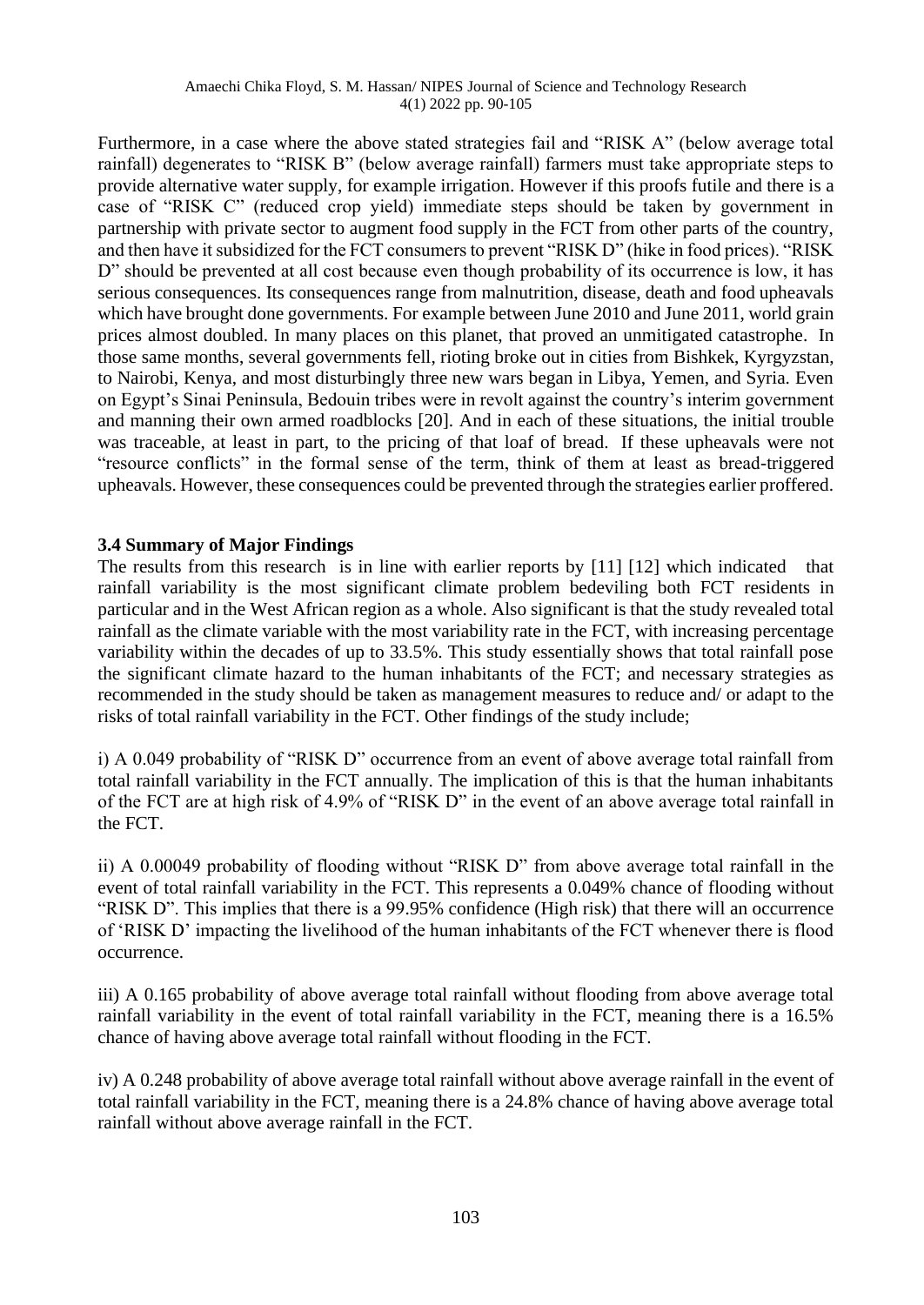Furthermore, in a case where the above stated strategies fail and "RISK A" (below average total rainfall) degenerates to "RISK B" (below average rainfall) farmers must take appropriate steps to provide alternative water supply, for example irrigation. However if this proofs futile and there is a case of "RISK C" (reduced crop yield) immediate steps should be taken by government in partnership with private sector to augment food supply in the FCT from other parts of the country, and then have it subsidized for the FCT consumers to prevent "RISK D" (hike in food prices). "RISK D" should be prevented at all cost because even though probability of its occurrence is low, it has serious consequences. Its consequences range from malnutrition, disease, death and food upheavals which have brought done governments. For example between June 2010 and June 2011, world grain prices almost doubled. In many places on this planet, that proved an unmitigated catastrophe. In those same months, several governments fell, rioting broke out in cities from Bishkek, Kyrgyzstan, to Nairobi, Kenya, and most disturbingly three new wars began in Libya, Yemen, and Syria. Even on Egypt's Sinai Peninsula, Bedouin tribes were in revolt against the country's interim government and manning their own armed roadblocks [20]. And in each of these situations, the initial trouble was traceable, at least in part, to the pricing of that loaf of bread. If these upheavals were not "resource conflicts" in the formal sense of the term, think of them at least as bread-triggered upheavals. However, these consequences could be prevented through the strategies earlier proffered.

### 3.4 Summary of Major Findings

The results from this research is in line with earlier reports by [11] [12] which indicated that rainfall variability is the most significant climate problem bedeviling both FCT residents in particular and in the West African region as a whole. Also significant is that the study revealed total rainfall as the climate variable with the most variability rate in the FCT, with increasing percentage variability within the decades of up to 33.5%. This study essentially shows that total rainfall pose the significant climate hazard to the human inhabitants of the FCT; and necessary strategies as recommended in the study should be taken as management measures to reduce and/ or adapt to the risks of total rainfall variability in the FCT. Other findings of the study include;

i) A 0.049 probability of "RISK D" occurrence from an event of above average total rainfall from total rainfall variability in the FCT annually. The implication of this is that the human inhabitants of the FCT are at high risk of 4.9% of "RISK D" in the event of an above average total rainfall in the FCT.

ii) A 0.00049 probability of flooding without "RISK D" from above average total rainfall in the event of total rainfall variability in the FCT. This represents a 0.049% chance of flooding without "RISK D". This implies that there is a 99.95% confidence (High risk) that there will an occurrence of 'RISK D' impacting the livelihood of the human inhabitants of the FCT whenever there is flood occurrence.

iii) A 0.165 probability of above average total rainfall without flooding from above average total rainfall variability in the event of total rainfall variability in the FCT, meaning there is a 16.5% chance of having above average total rainfall without flooding in the FCT.

iv) A 0.248 probability of above average total rainfall without above average rainfall in the event of total rainfall variability in the FCT, meaning there is a 24.8% chance of having above average total rainfall without above average rainfall in the FCT.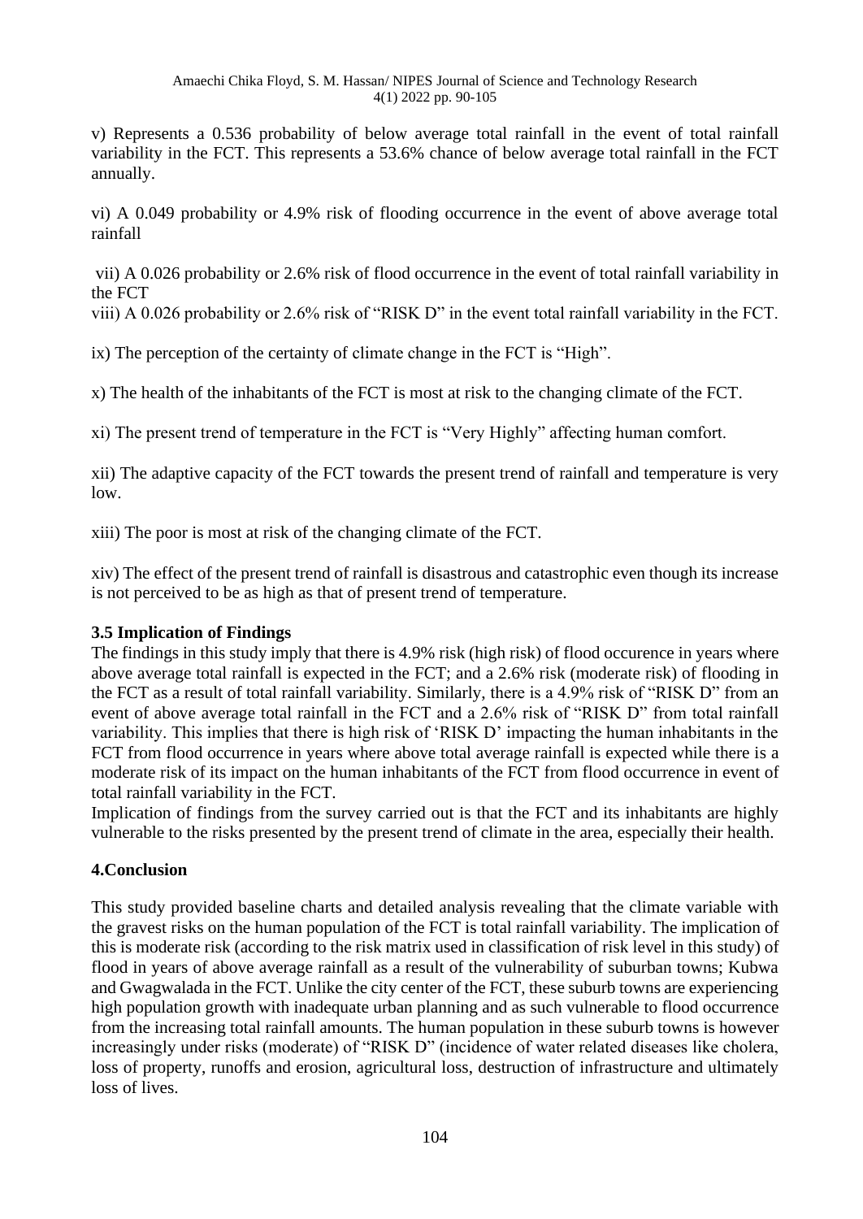v) Represents a 0.536 probability of below average total rainfall in the event of total rainfall variability in the FCT. This represents a 53.6% chance of below average total rainfall in the FCT annually.

vi) A 0.049 probability or 4.9% risk of flooding occurrence in the event of above average total rainfall

vii) A 0.026 probability or 2.6% risk of flood occurrence in the event of total rainfall variability in the FCT

viii) A 0.026 probability or 2.6% risk of "RISK D" in the event total rainfall variability in the FCT.

ix) The perception of the certainty of climate change in the FCT is "High".

x) The health of the inhabitants of the FCT is most at risk to the changing climate of the FCT.

xi) The present trend of temperature in the FCT is "Very Highly" affecting human comfort.

xii) The adaptive capacity of the FCT towards the present trend of rainfall and temperature is very low.

xiii) The poor is most at risk of the changing climate of the FCT.

xiv) The effect of the present trend of rainfall is disastrous and catastrophic even though its increase is not perceived to be as high as that of present trend of temperature.

### 3.5 Implication of Findings

The findings in this study imply that there is 4.9% risk (high risk) of flood occurence in years where above average total rainfall is expected in the FCT; and a 2.6% risk (moderate risk) of flooding in the FCT as a result of total rainfall variability. Similarly, there is a 4.9% risk of "RISK D" from an event of above average total rainfall in the FCT and a 2.6% risk of "RISK D" from total rainfall variability. This implies that there is high risk of 'RISK D' impacting the human inhabitants in the FCT from flood occurrence in years where above total average rainfall is expected while there is a moderate risk of its impact on the human inhabitants of the FCT from flood occurrence in event of total rainfall variability in the FCT.

Implication of findings from the survey carried out is that the FCT and its inhabitants are highly vulnerable to the risks presented by the present trend of climate in the area, especially their health.

## 4.Conclusion

This study provided baseline charts and detailed analysis revealing that the climate variable with the gravest risks on the human population of the FCT is total rainfall variability. The implication of this is moderate risk (according to the risk matrix used in classification of risk level in this study) of flood in years of above average rainfall as a result of the vulnerability of suburban towns; Kubwa and Gwagwalada in the FCT. Unlike the city center of the FCT, these suburb towns are experiencing high population growth with inadequate urban planning and as such vulnerable to flood occurrence from the increasing total rainfall amounts. The human population in these suburb towns is however increasingly under risks (moderate) of "RISK D" (incidence of water related diseases like cholera, loss of property, runoffs and erosion, agricultural loss, destruction of infrastructure and ultimately loss of lives.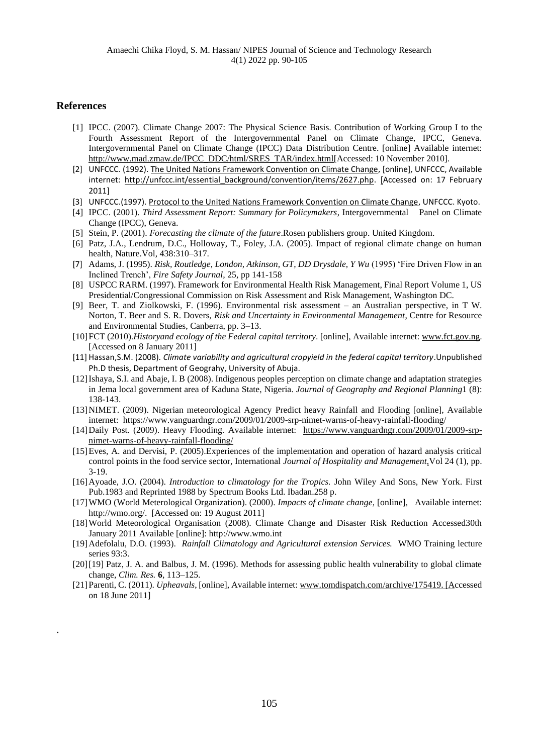## References

[1] IPCC. (2007). Climate Change 2007: The Physical Science Basis. Contribution of Working Group I to the Fourth Assessment Report of the Intergovernmental Panel on Climate Change, IPCC, Geneva. Intergovernmental Panel on Climate Change (IPCC) Data Distribution Centre. [online] Available internet: http://www.mad.zmaw.de/IPCC_DDC/html/SRES_TAR/index.html[Accessed: 10 November 2010].

[2] UNFCCC. (1992). The United Nations Framework Convention on Climate Change, [online], UNFCCC, Available internet: http://unfccc.int/essential_background/convention/items/2627.php. [Accessed on: 17 February 2011]

[3] UNFCCC.(1997). Protocol to the United Nations Framework Convention on Climate Change, UNFCCC. Kyoto.

[4] IPCC. (2001). *Third Assessment Report: Summary for Policymakers*, Intergovernmental Panel on Climate Change (IPCC), Geneva.

[5] Stein, P. (2001). *Forecasting the climate of the future*.Rosen publishers group. United Kingdom.

[6] Patz, J.A., Lendrum, D.C., Holloway, T., Foley, J.A. (2005). Impact of regional climate change on human health, Nature.Vol, 438:310–317.

[7] Adams, J. (1995). *Risk, Routledge, London, Atkinson, GT, DD Drysdale, Y Wu* (1995) 'Fire Driven Flow in an Inclined Trench', *Fire Safety Journal*, 25, pp 141-158

[8] USPCC RARM. (1997). Framework for Environmental Health Risk Management, Final Report Volume 1, US Presidential/Congressional Commission on Risk Assessment and Risk Management, Washington DC.

[9] Beer, T. and Ziolkowski, F. (1996). Environmental risk assessment – an Australian perspective, in T W. Norton, T. Beer and S. R. Dovers, *Risk and Uncertainty in Environmental Management*, Centre for Resource and Environmental Studies, Canberra, pp. 3–13.

[10] FCT (2010).*Historyand ecology of the Federal capital territory*. [online], Available internet: www.fct.gov.ng. [Accessed on 8 January 2011]

[11] Hassan,S.M. (2008). *Climate variability and agricultural cropyield in the federal capital territory*.Unpublished Ph.D thesis, Department of Geograhy, University of Abuja.

[12] Ishaya, S.I. and Abaje, I. B (2008). Indigenous peoples perception on climate change and adaptation strategies in Jema local government area of Kaduna State, Nigeria. *Journal of Geography and Regional Planning*1 (8): 138-143.

[13] NIMET. (2009). Nigerian meteorological Agency Predict heavy Rainfall and Flooding [online], Available internet: https://www.vanguardngr.com/2009/01/2009-srp-nimet-warns-of-heavy-rainfall-flooding/

[14] Daily Post. (2009). Heavy Flooding. Available internet: https://www.vanguardngr.com/2009/01/2009-srp-nimet-warns-of-heavy-rainfall-flooding/

[15] Eves, A. and Dervisi, P. (2005).Experiences of the implementation and operation of hazard analysis critical control points in the food service sector, International *Journal of Hospitality and Management*,Vol 24 (1), pp. 3-19.

[16] Ayoade, J.O. (2004). *Introduction to climatology for the Tropics.* John Wiley And Sons, New York. First Pub.1983 and Reprinted 1988 by Spectrum Books Ltd. Ibadan.258 p.

[17] WMO (World Meterological Organization). (2000). *Impacts of climate change*, [online], Available internet: http://wmo.org/. [Accessed on: 19 August 2011]

[18] World Meteorological Organisation (2008). Climate Change and Disaster Risk Reduction Accessed30th January 2011 Available [online]: http://www.wmo.int

[19] Adefolalu, D.O. (1993). *Rainfall Climatology and Agricultural extension Services.* WMO Training lecture series 93:3.

[20] [19] Patz, J. A. and Balbus, J. M. (1996). Methods for assessing public health vulnerability to global climate change, *Clim. Res.* **6**, 113–125.

[21] Parenti, C. (2011). *Upheavals*, [online], Available internet: www.tomdispatch.com/archive/175419. [Accessed on 18 June 2011]